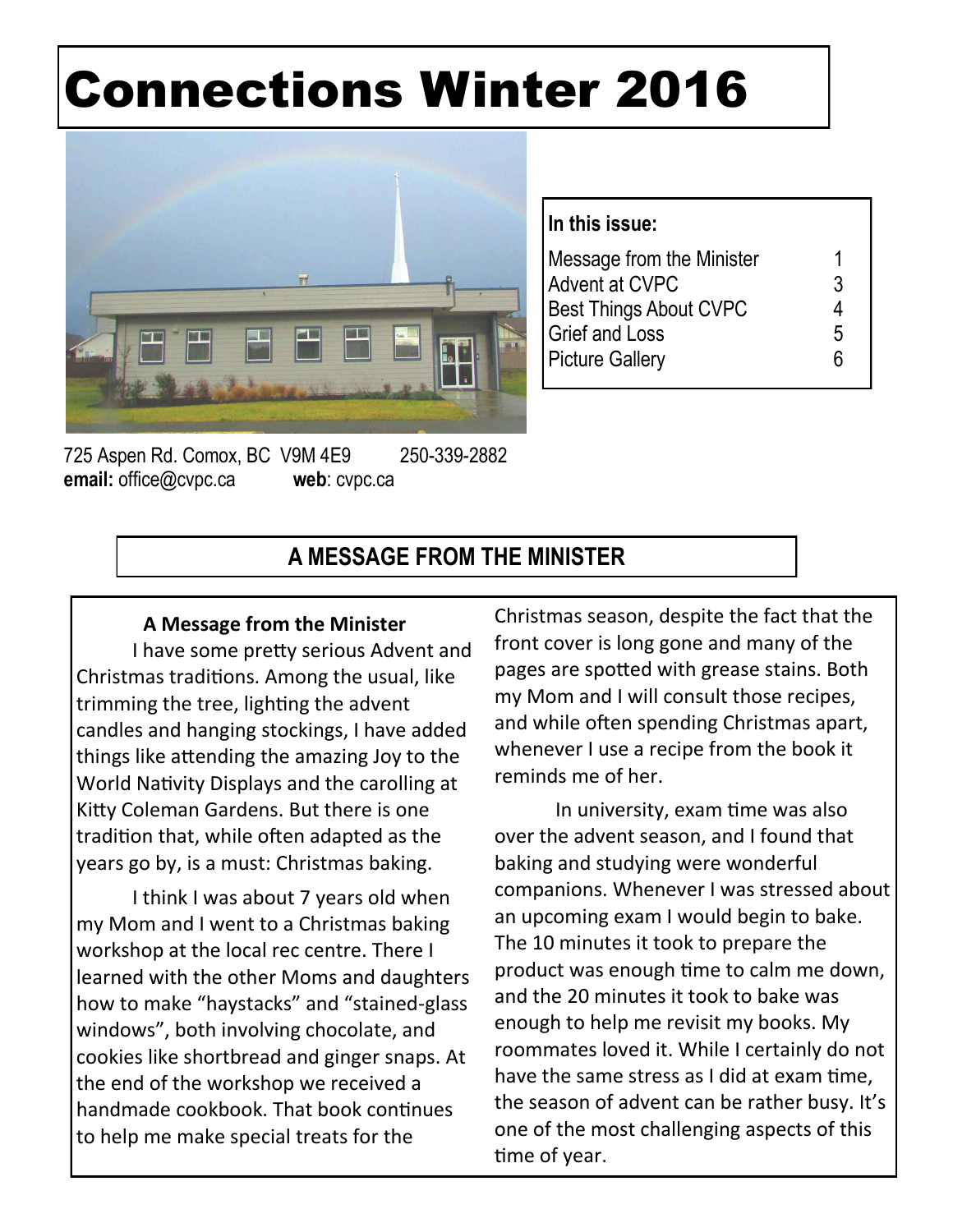# Connections Winter 2016

**In this issue:**

| | |
|---|---|
| Message from the Minister | 1 |
| Advent at CVPC | 3 |
| Best Things About CVPC | 4 |
| Grief and Loss | 5 |
| Picture Gallery | 6 |

725 Aspen Rd. Comox, BC V9M 4E9 250-339-2882
**email:** office@cvpc.ca **web**: cvpc.ca

## A MESSAGE FROM THE MINISTER

**A Message from the Minister**

I have some pretty serious Advent and Christmas traditions. Among the usual, like trimming the tree, lighting the advent candles and hanging stockings, I have added things like attending the amazing Joy to the World Nativity Displays and the carolling at Kitty Coleman Gardens. But there is one tradition that, while often adapted as the years go by, is a must: Christmas baking.

I think I was about 7 years old when my Mom and I went to a Christmas baking workshop at the local rec centre. There I learned with the other Moms and daughters how to make "haystacks" and "stained-glass windows", both involving chocolate, and cookies like shortbread and ginger snaps. At the end of the workshop we received a handmade cookbook. That book continues to help me make special treats for the Christmas season, despite the fact that the front cover is long gone and many of the pages are spotted with grease stains. Both my Mom and I will consult those recipes, and while often spending Christmas apart, whenever I use a recipe from the book it reminds me of her.

In university, exam time was also over the advent season, and I found that baking and studying were wonderful companions. Whenever I was stressed about an upcoming exam I would begin to bake. The 10 minutes it took to prepare the product was enough time to calm me down, and the 20 minutes it took to bake was enough to help me revisit my books. My roommates loved it. While I certainly do not have the same stress as I did at exam time, the season of advent can be rather busy. It's one of the most challenging aspects of this time of year.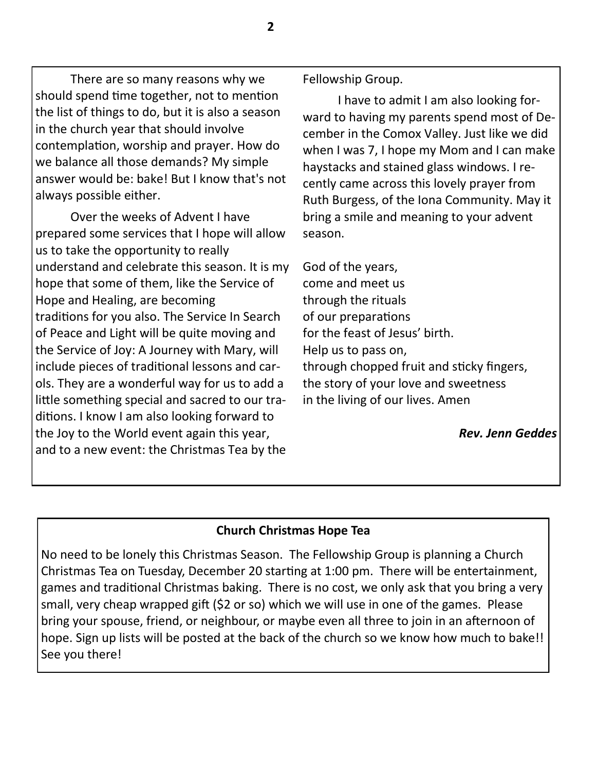There are so many reasons why we should spend time together, not to mention the list of things to do, but it is also a season in the church year that should involve contemplation, worship and prayer. How do we balance all those demands? My simple answer would be: bake! But I know that's not always possible either.

Over the weeks of Advent I have prepared some services that I hope will allow us to take the opportunity to really understand and celebrate this season. It is my hope that some of them, like the Service of Hope and Healing, are becoming traditions for you also. The Service In Search of Peace and Light will be quite moving and the Service of Joy: A Journey with Mary, will include pieces of traditional lessons and carols. They are a wonderful way for us to add a little something special and sacred to our traditions. I know I am also looking forward to the Joy to the World event again this year, and to a new event: the Christmas Tea by the Fellowship Group.

I have to admit I am also looking forward to having my parents spend most of December in the Comox Valley. Just like we did when I was 7, I hope my Mom and I can make haystacks and stained glass windows. I recently came across this lovely prayer from Ruth Burgess, of the Iona Community. May it bring a smile and meaning to your advent season.

God of the years,  
come and meet us  
through the rituals  
of our preparations  
for the feast of Jesus' birth.  
Help us to pass on,  
through chopped fruit and sticky fingers,  
the story of your love and sweetness  
in the living of our lives. Amen

***Rev. Jenn Geddes***

## Church Christmas Hope Tea

No need to be lonely this Christmas Season. The Fellowship Group is planning a Church Christmas Tea on Tuesday, December 20 starting at 1:00 pm. There will be entertainment, games and traditional Christmas baking. There is no cost, we only ask that you bring a very small, very cheap wrapped gift ($2 or so) which we will use in one of the games. Please bring your spouse, friend, or neighbour, or maybe even all three to join in an afternoon of hope. Sign up lists will be posted at the back of the church so we know how much to bake!! See you there!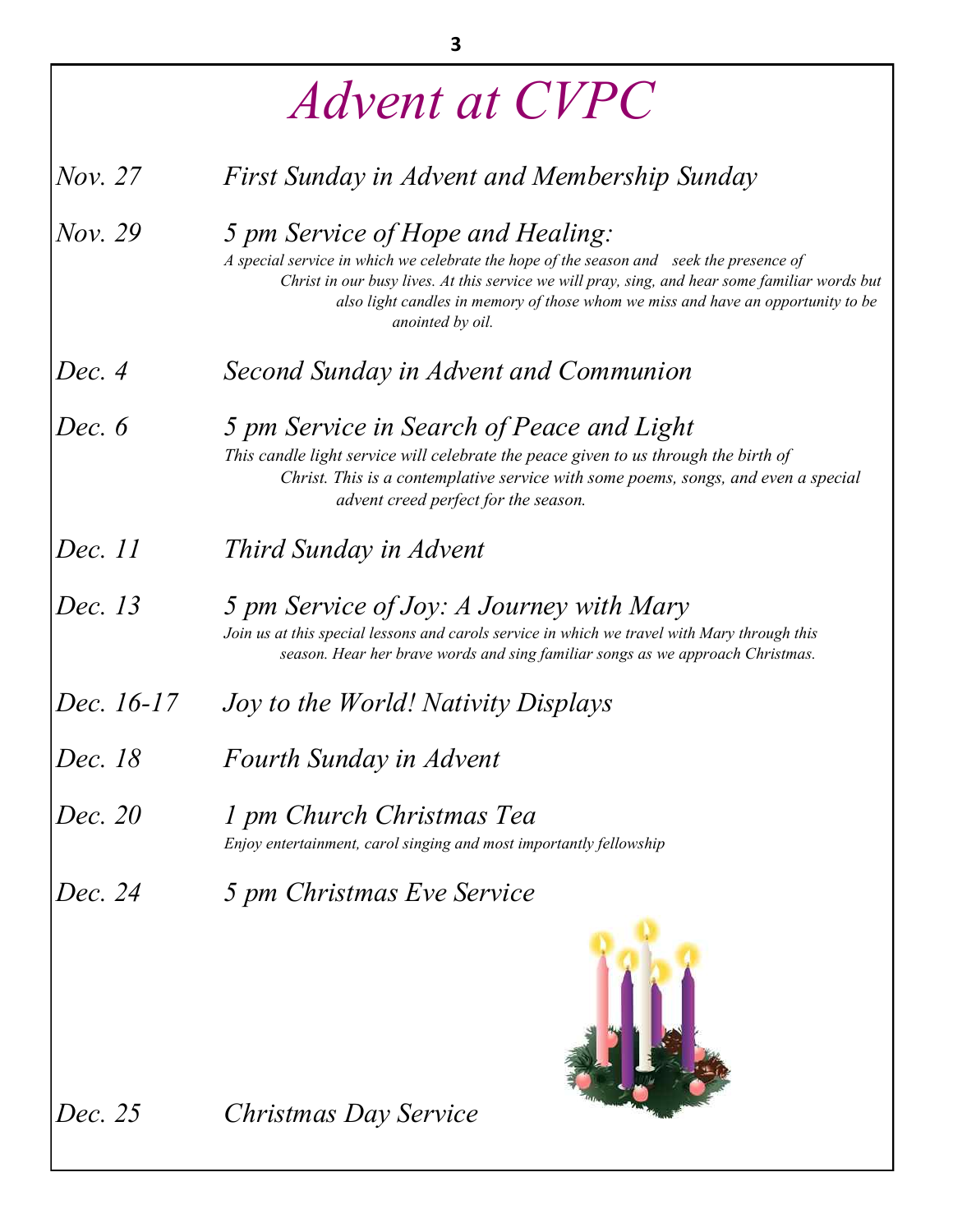# *Advent at CVPC*

*Nov. 27* — *First Sunday in Advent and Membership Sunday*

*Nov. 29* — *5 pm Service of Hope and Healing:*

*A special service in which we celebrate the hope of the season and seek the presence of Christ in our busy lives. At this service we will pray, sing, and hear some familiar words but also light candles in memory of those whom we miss and have an opportunity to be anointed by oil.*

*Dec. 4* — *Second Sunday in Advent and Communion*

*Dec. 6* — *5 pm Service in Search of Peace and Light*

*This candle light service will celebrate the peace given to us through the birth of Christ. This is a contemplative service with some poems, songs, and even a special advent creed perfect for the season.*

*Dec. 11* — *Third Sunday in Advent*

*Dec. 13* — *5 pm Service of Joy: A Journey with Mary*

*Join us at this special lessons and carols service in which we travel with Mary through this season. Hear her brave words and sing familiar songs as we approach Christmas.*

*Dec. 16-17* — *Joy to the World! Nativity Displays*

*Dec. 18* — *Fourth Sunday in Advent*

*Dec. 20* — *1 pm Church Christmas Tea*

*Enjoy entertainment, carol singing and most importantly fellowship*

*Dec. 24* — *5 pm Christmas Eve Service*

*Dec. 25* — *Christmas Day Service*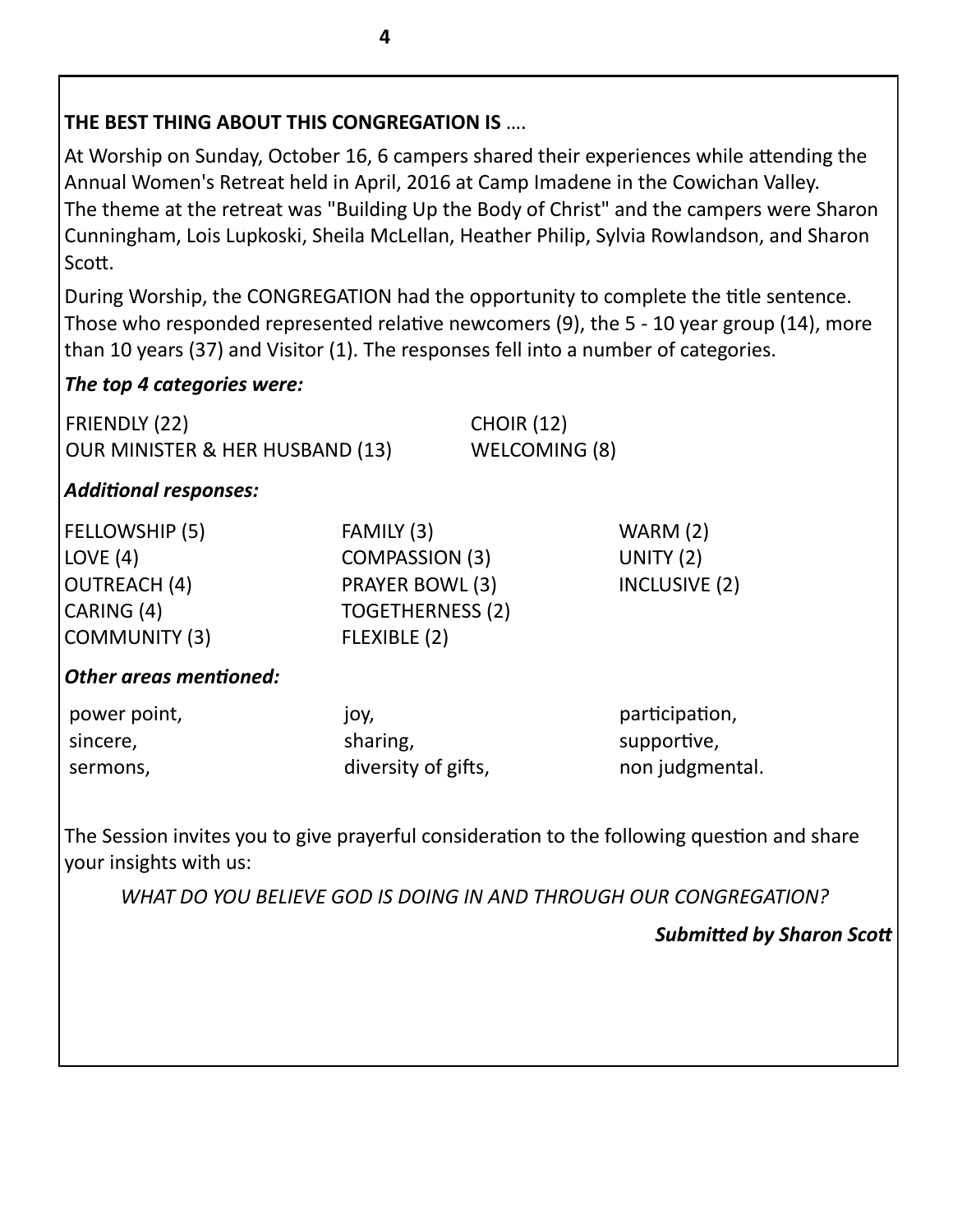**THE BEST THING ABOUT THIS CONGREGATION IS** ….

At Worship on Sunday, October 16, 6 campers shared their experiences while attending the Annual Women's Retreat held in April, 2016 at Camp Imadene in the Cowichan Valley. The theme at the retreat was "Building Up the Body of Christ" and the campers were Sharon Cunningham, Lois Lupkoski, Sheila McLellan, Heather Philip, Sylvia Rowlandson, and Sharon Scott.

During Worship, the CONGREGATION had the opportunity to complete the title sentence. Those who responded represented relative newcomers (9), the 5 - 10 year group (14), more than 10 years (37) and Visitor (1). The responses fell into a number of categories.

***The top 4 categories were:***

FRIENDLY (22)
OUR MINISTER & HER HUSBAND (13)
CHOIR (12)
WELCOMING (8)

***Additional responses:***

FELLOWSHIP (5)
LOVE (4)
OUTREACH (4)
CARING (4)
COMMUNITY (3)
FAMILY (3)
COMPASSION (3)
PRAYER BOWL (3)
TOGETHERNESS (2)
FLEXIBLE (2)
WARM (2)
UNITY (2)
INCLUSIVE (2)

***Other areas mentioned:***

power point,
sincere,
sermons,
joy,
sharing,
diversity of gifts,
participation,
supportive,
non judgmental.

The Session invites you to give prayerful consideration to the following question and share your insights with us:

*WHAT DO YOU BELIEVE GOD IS DOING IN AND THROUGH OUR CONGREGATION?*

***Submitted by Sharon Scott***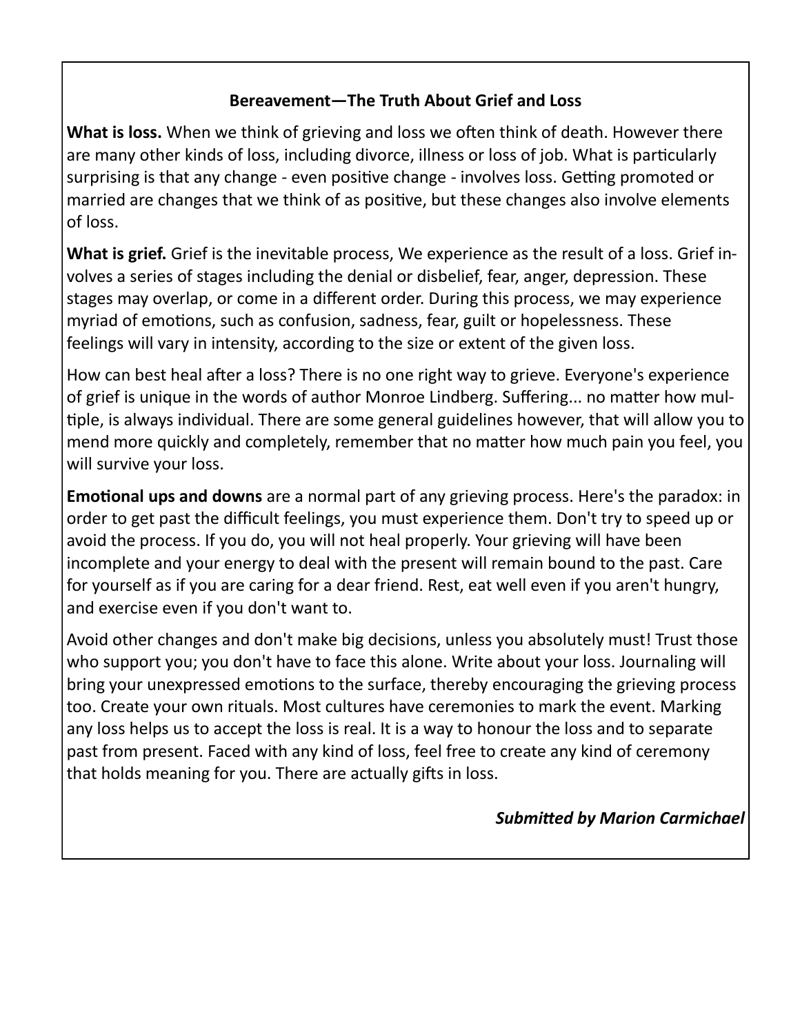## Bereavement—The Truth About Grief and Loss

**What is loss.** When we think of grieving and loss we often think of death. However there are many other kinds of loss, including divorce, illness or loss of job. What is particularly surprising is that any change - even positive change - involves loss. Getting promoted or married are changes that we think of as positive, but these changes also involve elements of loss.

**What is grief.** Grief is the inevitable process, We experience as the result of a loss. Grief involves a series of stages including the denial or disbelief, fear, anger, depression. These stages may overlap, or come in a different order. During this process, we may experience myriad of emotions, such as confusion, sadness, fear, guilt or hopelessness. These feelings will vary in intensity, according to the size or extent of the given loss.

How can best heal after a loss? There is no one right way to grieve. Everyone's experience of grief is unique in the words of author Monroe Lindberg. Suffering... no matter how multiple, is always individual. There are some general guidelines however, that will allow you to mend more quickly and completely, remember that no matter how much pain you feel, you will survive your loss.

**Emotional ups and downs** are a normal part of any grieving process. Here's the paradox: in order to get past the difficult feelings, you must experience them. Don't try to speed up or avoid the process. If you do, you will not heal properly. Your grieving will have been incomplete and your energy to deal with the present will remain bound to the past. Care for yourself as if you are caring for a dear friend. Rest, eat well even if you aren't hungry, and exercise even if you don't want to.

Avoid other changes and don't make big decisions, unless you absolutely must! Trust those who support you; you don't have to face this alone. Write about your loss. Journaling will bring your unexpressed emotions to the surface, thereby encouraging the grieving process too. Create your own rituals. Most cultures have ceremonies to mark the event. Marking any loss helps us to accept the loss is real. It is a way to honour the loss and to separate past from present. Faced with any kind of loss, feel free to create any kind of ceremony that holds meaning for you. There are actually gifts in loss.

***Submitted by Marion Carmichael***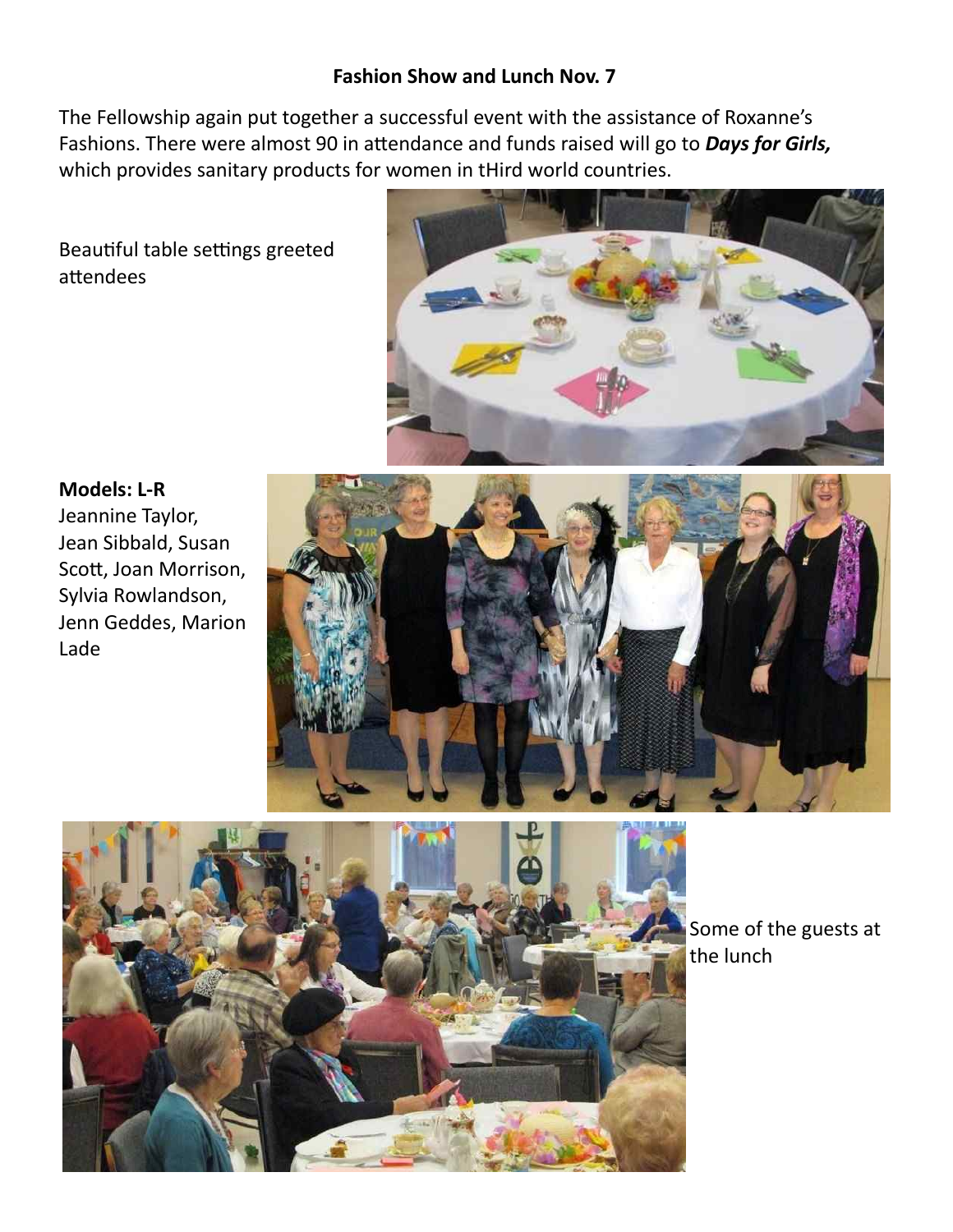**Fashion Show and Lunch Nov. 7**

The Fellowship again put together a successful event with the assistance of Roxanne's Fashions. There were almost 90 in attendance and funds raised will go to ***Days for Girls,*** which provides sanitary products for women in tHird world countries.

Beautiful table settings greeted attendees

**Models: L-R**
Jeannine Taylor, Jean Sibbald, Susan Scott, Joan Morrison, Sylvia Rowlandson, Jenn Geddes, Marion Lade

Some of the guests at the lunch